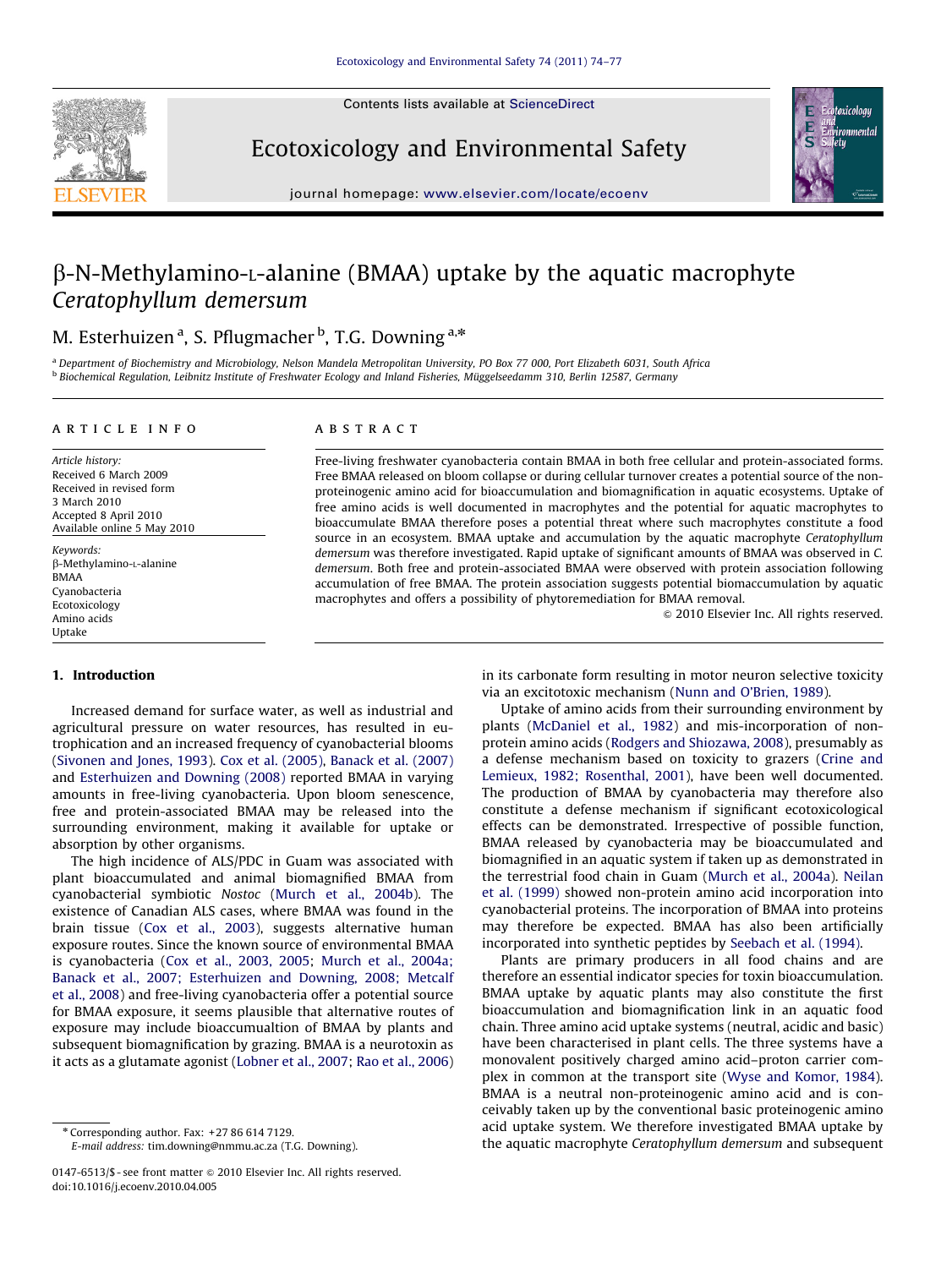# β-N-Methylamino-L-alanine (BMAA) uptake by the aquatic macrophyte *Ceratophyllum demersum*

M. Esterhuizen [a], S. Pflugmacher [b], T.G. Downing [a,*]

[a] Department of Biochemistry and Microbiology, Nelson Mandela Metropolitan University, PO Box 77 000, Port Elizabeth 6031, South Africa
[b] Biochemical Regulation, Leibnitz Institute of Freshwater Ecology and Inland Fisheries, Müggelseedamm 310, Berlin 12587, Germany

## ARTICLE INFO

*Article history:*
Received 6 March 2009
Received in revised form
3 March 2010
Accepted 8 April 2010
Available online 5 May 2010

*Keywords:*
β-Methylamino-L-alanine
BMAA
Cyanobacteria
Ecotoxicology
Amino acids
Uptake

## ABSTRACT

Free-living freshwater cyanobacteria contain BMAA in both free cellular and protein-associated forms. Free BMAA released on bloom collapse or during cellular turnover creates a potential source of the non-proteinogenic amino acid for bioaccumulation and biomagnification in aquatic ecosystems. Uptake of free amino acids is well documented in macrophytes and the potential for aquatic macrophytes to bioaccumulate BMAA therefore poses a potential threat where such macrophytes constitute a food source in an ecosystem. BMAA uptake and accumulation by the aquatic macrophyte *Ceratophyllum demersum* was therefore investigated. Rapid uptake of significant amounts of BMAA was observed in *C. demersum*. Both free and protein-associated BMAA were observed with protein association following accumulation of free BMAA. The protein association suggests potential biomaccumulation by aquatic macrophytes and offers a possibility of phytoremediation for BMAA removal.

© 2010 Elsevier Inc. All rights reserved.

## 1. Introduction

Increased demand for surface water, as well as industrial and agricultural pressure on water resources, has resulted in eutrophication and an increased frequency of cyanobacterial blooms (Sivonen and Jones, 1993). Cox et al. (2005), Banack et al. (2007) and Esterhuizen and Downing (2008) reported BMAA in varying amounts in free-living cyanobacteria. Upon bloom senescence, free and protein-associated BMAA may be released into the surrounding environment, making it available for uptake or absorption by other organisms.

The high incidence of ALS/PDC in Guam was associated with plant bioaccumulated and animal biomagnified BMAA from cyanobacterial symbiotic *Nostoc* (Murch et al., 2004b). The existence of Canadian ALS cases, where BMAA was found in the brain tissue (Cox et al., 2003), suggests alternative human exposure routes. Since the known source of environmental BMAA is cyanobacteria (Cox et al., 2003, 2005; Murch et al., 2004a; Banack et al., 2007; Esterhuizen and Downing, 2008; Metcalf et al., 2008) and free-living cyanobacteria offer a potential source for BMAA exposure, it seems plausible that alternative routes of exposure may include bioaccumualtion of BMAA by plants and subsequent biomagnification by grazing. BMAA is a neurotoxin as it acts as a glutamate agonist (Lobner et al., 2007; Rao et al., 2006) in its carbonate form resulting in motor neuron selective toxicity via an excitotoxic mechanism (Nunn and O'Brien, 1989).

Uptake of amino acids from their surrounding environment by plants (McDaniel et al., 1982) and mis-incorporation of non-protein amino acids (Rodgers and Shiozawa, 2008), presumably as a defense mechanism based on toxicity to grazers (Crine and Lemieux, 1982; Rosenthal, 2001), have been well documented. The production of BMAA by cyanobacteria may therefore also constitute a defense mechanism if significant ecotoxicological effects can be demonstrated. Irrespective of possible function, BMAA released by cyanobacteria may be bioaccumulated and biomagnified in an aquatic system if taken up as demonstrated in the terrestrial food chain in Guam (Murch et al., 2004a). Neilan et al. (1999) showed non-protein amino acid incorporation into cyanobacterial proteins. The incorporation of BMAA into proteins may therefore be expected. BMAA has also been artificially incorporated into synthetic peptides by Seebach et al. (1994).

Plants are primary producers in all food chains and are therefore an essential indicator species for toxin bioaccumulation. BMAA uptake by aquatic plants may also constitute the first bioaccumulation and biomagnification link in an aquatic food chain. Three amino acid uptake systems (neutral, acidic and basic) have been characterised in plant cells. The three systems have a monovalent positively charged amino acid–proton carrier complex in common at the transport site (Wyse and Komor, 1984). BMAA is a neutral non-proteinogenic amino acid and is conceivably taken up by the conventional basic proteinogenic amino acid uptake system. We therefore investigated BMAA uptake by the aquatic macrophyte *Ceratophyllum demersum* and subsequent

\* Corresponding author. Fax: +27 86 614 7129.
*E-mail address:* tim.downing@nmmu.ac.za (T.G. Downing).

0147-6513/$ - see front matter © 2010 Elsevier Inc. All rights reserved.
doi:10.1016/j.ecoenv.2010.04.005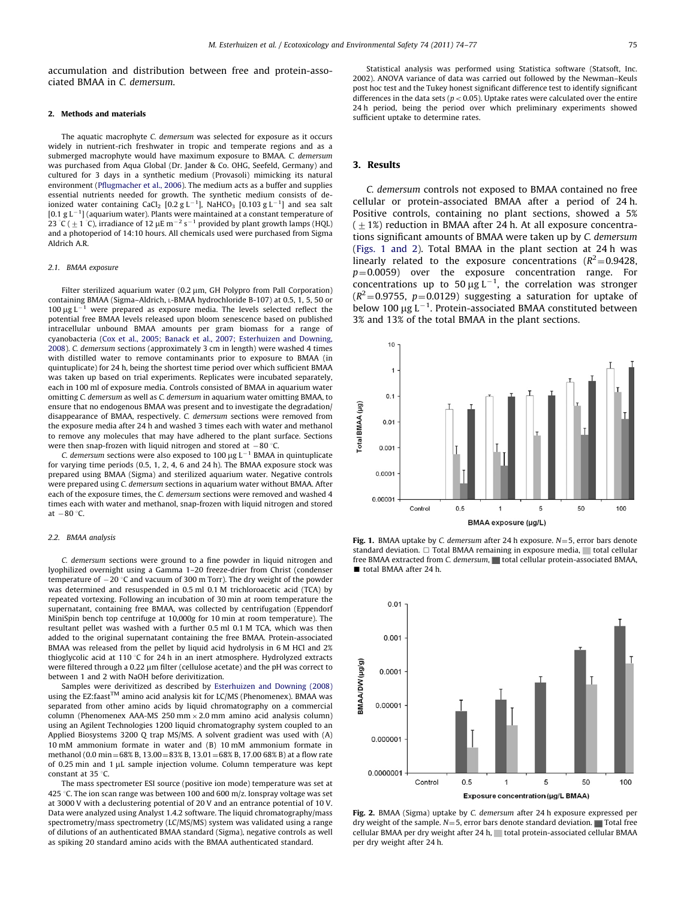accumulation and distribution between free and protein-associated BMAA in *C. demersum*.

## 2. Methods and materials

The aquatic macrophyte *C. demersum* was selected for exposure as it occurs widely in nutrient-rich freshwater in tropic and temperate regions and as a submerged macrophyte would have maximum exposure to BMAA. *C. demersum* was purchased from Aqua Global (Dr. Jander & Co. OHG, Seefeld, Germany) and cultured for 3 days in a synthetic medium (Provasoli) mimicking its natural environment (Pflugmacher et al., 2006). The medium acts as a buffer and supplies essential nutrients needed for growth. The synthetic medium consists of de-ionized water containing $CaCl_2$ [0.2 g $L^{-1}$], $NaHCO_3$ [0.103 g $L^{-1}$] and sea salt [0.1 g $L^{-1}$] (aquarium water). Plants were maintained at a constant temperature of 23 °C (±1 °C), irradiance of 12 μE $m^{-2}$ $s^{-1}$ provided by plant growth lamps (HQL) and a photoperiod of 14:10 hours. All chemicals used were purchased from Sigma Aldrich A.R.

### 2.1. BMAA exposure

Filter sterilized aquarium water (0.2 μm, GH Polypro from Pall Corporation) containing BMAA (Sigma–Aldrich, L-BMAA hydrochloride B-107) at 0.5, 1, 5, 50 or 100 μg $L^{-1}$ were prepared as exposure media. The levels selected reflect the potential free BMAA levels released upon bloom senescence based on published intracellular unbound BMAA amounts per gram biomass for a range of cyanobacteria (Cox et al., 2005; Banack et al., 2007; Esterhuizen and Downing, 2008). *C. demersum* sections (approximately 3 cm in length) were washed 4 times with distilled water to remove contaminants prior to exposure to BMAA (in quintuplicate) for 24 h, being the shortest time period over which sufficient BMAA was taken up based on trial experiments. Replicates were incubated separately, each in 100 ml of exposure media. Controls consisted of BMAA in aquarium water omitting *C. demersum* as well as *C. demersum* in aquarium water omitting BMAA, to ensure that no endogenous BMAA was present and to investigate the degradation/disappearance of BMAA, respectively. *C. demersum* sections were removed from the exposure media after 24 h and washed 3 times each with water and methanol to remove any molecules that may have adhered to the plant surface. Sections were then snap-frozen with liquid nitrogen and stored at −80 °C.

*C. demersum* sections were also exposed to 100 μg $L^{-1}$ BMAA in quintuplicate for varying time periods (0.5, 1, 2, 4, 6 and 24 h). The BMAA exposure stock was prepared using BMAA (Sigma) and sterilized aquarium water. Negative controls were prepared using *C. demersum* sections in aquarium water without BMAA. After each of the exposure times, the *C. demersum* sections were removed and washed 4 times each with water and methanol, snap-frozen with liquid nitrogen and stored at −80 °C.

### 2.2. BMAA analysis

*C. demersum* sections were ground to a fine powder in liquid nitrogen and lyophilized overnight using a Gamma 1–20 freeze-drier from Christ (condenser temperature of −20 °C and vacuum of 300 m Torr). The dry weight of the powder was determined and resuspended in 0.5 ml 0.1 M trichloroacetic acid (TCA) by repeated vortexing. Following an incubation of 30 min at room temperature the supernatant, containing free BMAA, was collected by centrifugation (Eppendorf MiniSpin bench top centrifuge at 10,000g for 10 min at room temperature). The resultant pellet was washed with a further 0.5 ml 0.1 M TCA, which was then added to the original supernatant containing the free BMAA. Protein-associated BMAA was released from the pellet by liquid acid hydrolysis in 6 M HCl and 2% thioglycolic acid at 110 °C for 24 h in an inert atmosphere. Hydrolyzed extracts were filtered through a 0.22 μm filter (cellulose acetate) and the pH was correct to between 1 and 2 with NaOH before derivitization.

Samples were derivitized as described by Esterhuizen and Downing (2008) using the EZ:faast™ amino acid analysis kit for LC/MS (Phenomenex). BMAA was separated from other amino acids by liquid chromatography on a commercial column (Phenomenex AAA-MS 250 mm × 2.0 mm amino acid analysis column) using an Agilent Technologies 1200 liquid chromatography system coupled to an Applied Biosystems 3200 Q trap MS/MS. A solvent gradient was used with (A) 10 mM ammonium formate in water and (B) 10 mM ammonium formate in methanol (0.0 min = 68% B, 13.00 = 83% B, 13.01 = 68% B, 17.00 68% B) at a flow rate of 0.25 min and 1 μL sample injection volume. Column temperature was kept constant at 35 °C.

The mass spectrometer ESI source (positive ion mode) temperature was set at 425 °C. The ion scan range was between 100 and 600 m/z. Ionspray voltage was set at 3000 V with a declustering potential of 20 V and an entrance potential of 10 V. Data were analyzed using Analyst 1.4.2 software. The liquid chromatography/mass spectrometry/mass spectrometry (LC/MS/MS) system was validated using a range of dilutions of an authenticated BMAA standard (Sigma), negative controls as well as spiking 20 standard amino acids with the BMAA authenticated standard.

Statistical analysis was performed using Statistica software (Statsoft, Inc. 2002). ANOVA variance of data was carried out followed by the Newman–Keuls post hoc test and the Tukey honest significant difference test to identify significant differences in the data sets ($p < 0.05$). Uptake rates were calculated over the entire 24 h period, being the period over which preliminary experiments showed sufficient uptake to determine rates.

## 3. Results

*C. demersum* controls not exposed to BMAA contained no free cellular or protein-associated BMAA after a period of 24 h. Positive controls, containing no plant sections, showed a 5% (±1%) reduction in BMAA after 24 h. At all exposure concentrations significant amounts of BMAA were taken up by *C. demersum* (Figs. 1 and 2). Total BMAA in the plant section at 24 h was linearly related to the exposure concentrations ($R^2 = 0.9428$, $p = 0.0059$) over the exposure concentration range. For concentrations up to 50 μg $L^{-1}$, the correlation was stronger ($R^2 = 0.9755$, $p = 0.0129$) suggesting a saturation for uptake of below 100 μg $L^{-1}$. Protein-associated BMAA constituted between 3% and 13% of the total BMAA in the plant sections.

**Fig. 1.** BMAA uptake by *C. demersum* after 24 h exposure. $N = 5$, error bars denote standard deviation. □ Total BMAA remaining in exposure media, total cellular free BMAA extracted from *C. demersum*, total cellular protein-associated BMAA, ■ total BMAA after 24 h.

**Fig. 2.** BMAA (Sigma) uptake by *C. demersum* after 24 h exposure expressed per dry weight of the sample. $N = 5$, error bars denote standard deviation. ■ Total free cellular BMAA per dry weight after 24 h, total protein-associated cellular BMAA per dry weight after 24 h.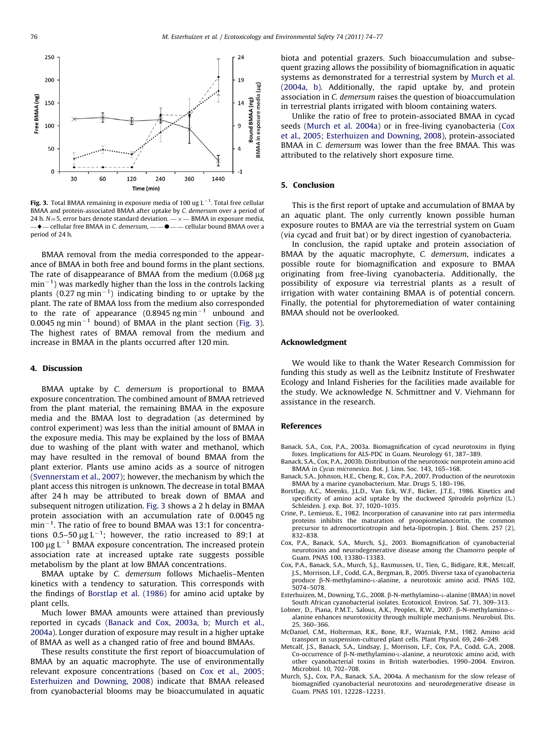Fig. 3. Total BMAA remaining in exposure media of 100 ug $L^{-1}$. Total free cellular BMAA and protein-associated BMAA after uptake by *C. demersum* over a period of 24 h. $N=5$, error bars denote standard deviation. —×— BMAA in exposure media, —◆— cellular free BMAA in *C. demersum*, ——●—— cellular bound BMAA over a period of 24 h.

BMAA removal from the media corresponded to the appearance of BMAA in both free and bound forms in the plant sections. The rate of disappearance of BMAA from the medium (0.068 μg $min^{-1}$) was markedly higher than the loss in the controls lacking plants (0.27 ng $min^{-1}$) indicating binding to or uptake by the plant. The rate of BMAA loss from the medium also corresponded to the rate of appearance (0.8945 ng $min^{-1}$ unbound and 0.0045 ng $min^{-1}$ bound) of BMAA in the plant section (Fig. 3). The highest rates of BMAA removal from the medium and increase in BMAA in the plants occurred after 120 min.

## 4. Discussion

BMAA uptake by *C. demersum* is proportional to BMAA exposure concentration. The combined amount of BMAA retrieved from the plant material, the remaining BMAA in the exposure media and the BMAA lost to degradation (as determined by control experiment) was less than the initial amount of BMAA in the exposure media. This may be explained by the loss of BMAA due to washing of the plant with water and methanol, which may have resulted in the removal of bound BMAA from the plant exterior. Plants use amino acids as a source of nitrogen (Svennerstam et al., 2007); however, the mechanism by which the plant access this nitrogen is unknown. The decrease in total BMAA after 24 h may be attributed to break down of BMAA and subsequent nitrogen utilization. Fig. 3 shows a 2 h delay in BMAA protein association with an accumulation rate of 0.0045 ng $min^{-1}$. The ratio of free to bound BMAA was 13:1 for concentrations 0.5–50 μg $L^{-1}$; however, the ratio increased to 89:1 at 100 μg $L^{-1}$ BMAA exposure concentration. The increased protein association rate at increased uptake rate suggests possible metabolism by the plant at low BMAA concentrations.

BMAA uptake by *C. demersum* follows Michaelis–Menten kinetics with a tendency to saturation. This corresponds with the findings of Borstlap et al. (1986) for amino acid uptake by plant cells.

Much lower BMAA amounts were attained than previously reported in cycads (Banack and Cox, 2003a, b; Murch et al., 2004a). Longer duration of exposure may result in a higher uptake of BMAA as well as a changed ratio of free and bound BMAAs.

These results constitute the first report of bioaccumulation of BMAA by an aquatic macrophyte. The use of environmentally relevant exposure concentrations (based on Cox et al., 2005; Esterhuizen and Downing, 2008) indicate that BMAA released from cyanobacterial blooms may be bioaccumulated in aquatic biota and potential grazers. Such bioaccumulation and subsequent grazing allows the possibility of biomagnification in aquatic systems as demonstrated for a terrestrial system by Murch et al. (2004a, b). Additionally, the rapid uptake by, and protein association in *C. demersum* raises the question of bioaccumulation in terrestrial plants irrigated with bloom containing waters.

Unlike the ratio of free to protein-associated BMAA in cycad seeds (Murch et al. 2004a) or in free-living cyanobacteria (Cox et al., 2005; Esterhuizen and Downing, 2008), protein-associated BMAA in *C. demersum* was lower than the free BMAA. This was attributed to the relatively short exposure time.

## 5. Conclusion

This is the first report of uptake and accumulation of BMAA by an aquatic plant. The only currently known possible human exposure routes to BMAA are via the terrestrial system on Guam (via cycad and fruit bat) or by direct ingestion of cyanobacteria.

In conclusion, the rapid uptake and protein association of BMAA by the aquatic macrophyte, *C. demersum*, indicates a possible route for biomagnification and exposure to BMAA originating from free-living cyanobacteria. Additionally, the possibility of exposure via terrestrial plants as a result of irrigation with water containing BMAA is of potential concern. Finally, the potential for phytoremediation of water containing BMAA should not be overlooked.

## Acknowledgment

We would like to thank the Water Research Commission for funding this study as well as the Leibnitz Institute of Freshwater Ecology and Inland Fisheries for the facilities made available for the study. We acknowledge N. Schmittner and V. Viehmann for assistance in the research.

## References

Banack, S.A., Cox, P.A., 2003a. Biomagnification of cycad neurotoxins in flying foxes. Implications for ALS-PDC in Guam. Neurology 61, 387–389.

Banack, S.A., Cox, P.A., 2003b. Distribution of the neurotoxic nonprotein amino acid BMAA in *Cycas micronesica*. Bot. J. Linn. Soc. 143, 165–168.

Banack, S.A., Johnson, H.E., Cheng, R., Cox, P.A., 2007. Production of the neurotoxin BMAA by a marine cyanobacterium. Mar. Drugs 5, 180–196.

Borstlap, A.C., Meenks, J.L.D., Van Eck, W.F., Bicker, J.T.E., 1986. Kinetics and specificity of amino acid uptake by the duckweed *Spirodela polyrhiza* (L.) Schleiden. J. exp. Bot. 37, 1020–1035.

Crine, P., Lemieux, E., 1982. Incorporation of canavanine into rat pars intermedia proteins inhibits the maturation of proopiomelanocortin, the common precursor to adrenocorticotropin and beta-lipotropin. J. Biol. Chem. 257 (2), 832–838.

Cox, P.A., Banack, S.A., Murch, S.J., 2003. Biomagnification of cyanobacterial neurotoxins and neurodegenerative disease among the Chamorro people of Guam. PNAS 100, 13380–13383.

Cox, P.A., Banack, S.A., Murch, S.J., Rasmussen, U., Tien, G., Bidigare, R.R., Metcalf, J.S., Morrison, L.F., Codd, G.A., Bergman, B., 2005. Diverse taxa of cyanobacteria produce β-N-methylamino-L-alanine, a neurotoxic amino acid. PNAS 102, 5074–5078.

Esterhuizen, M., Downing, T.G., 2008. β-N-methylamino-L-alanine (BMAA) in novel South African cyanobacterial isolates. Ecotoxicol. Environ. Saf. 71, 309–313.

Lobner, D., Piana, P.M.T., Salous, A.K., Peoples, R.W., 2007. β-N-methylamino-L-alanine enhances neurotoxicity through multiple mechanisms. Neurobiol. Dis. 25, 360–366.

McDaniel, C.M., Holterman, R.K., Bone, R.F., Wazniak, P.M., 1982. Amino acid transport in suspension-cultured plant cells. Plant Physiol. 69, 246–249.

Metcalf, J.S., Banack, S.A., Lindsay, J., Morrison, L.F., Cox, P.A., Codd, G.A., 2008. Co-occurrence of β-N-methylamino-L-alanine, a neurotoxic amino acid, with other cyanobacterial toxins in British waterbodies, 1990–2004. Environ. Microbiol. 10, 702–708.

Murch, S.J., Cox, P.A., Banack, S.A., 2004a. A mechanism for the slow release of biomagnified cyanobacterial neurotoxins and neurodegenerative disease in Guam. PNAS 101, 12228–12231.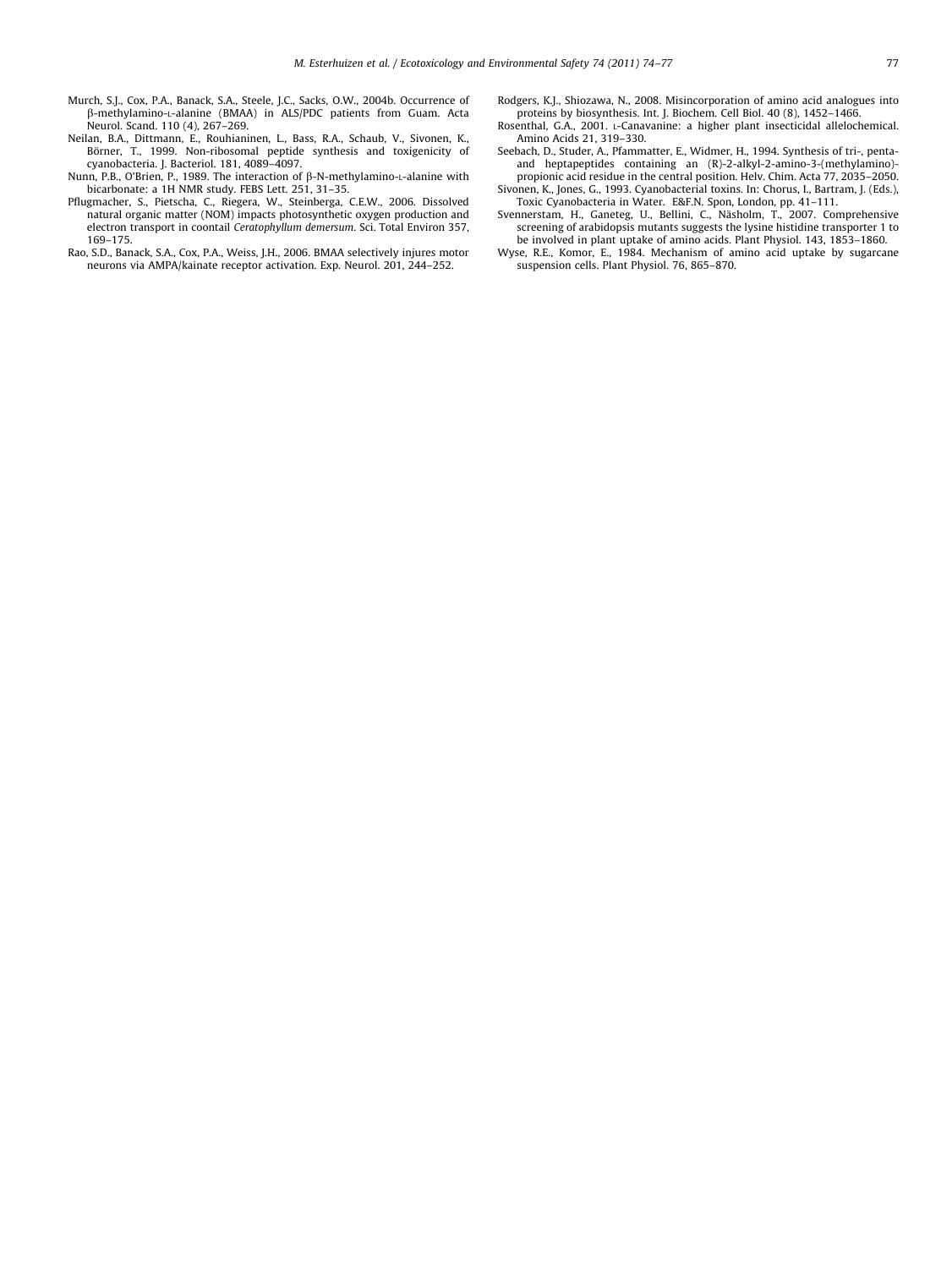Murch, S.J., Cox, P.A., Banack, S.A., Steele, J.C., Sacks, O.W., 2004b. Occurrence of β-methylamino-L-alanine (BMAA) in ALS/PDC patients from Guam. Acta Neurol. Scand. 110 (4), 267–269.

Neilan, B.A., Dittmann, E., Rouhiainen, L., Bass, R.A., Schaub, V., Sivonen, K., Börner, T., 1999. Non-ribosomal peptide synthesis and toxigenicity of cyanobacteria. J. Bacteriol. 181, 4089–4097.

Nunn, P.B., O'Brien, P., 1989. The interaction of β-N-methylamino-L-alanine with bicarbonate: a 1H NMR study. FEBS Lett. 251, 31–35.

Pflugmacher, S., Pietscha, C., Riegera, W., Steinberga, C.E.W., 2006. Dissolved natural organic matter (NOM) impacts photosynthetic oxygen production and electron transport in coontail *Ceratophyllum demersum*. Sci. Total Environ 357, 169–175.

Rao, S.D., Banack, S.A., Cox, P.A., Weiss, J.H., 2006. BMAA selectively injures motor neurons via AMPA/kainate receptor activation. Exp. Neurol. 201, 244–252.

Rodgers, K.J., Shiozawa, N., 2008. Misincorporation of amino acid analogues into proteins by biosynthesis. Int. J. Biochem. Cell Biol. 40 (8), 1452–1466.

Rosenthal, G.A., 2001. L-Canavanine: a higher plant insecticidal allelochemical. Amino Acids 21, 319–330.

Seebach, D., Studer, A., Pfammatter, E., Widmer, H., 1994. Synthesis of tri-, penta- and heptapeptides containing an (R)-2-alkyl-2-amino-3-(methylamino)-propionic acid residue in the central position. Helv. Chim. Acta 77, 2035–2050.

Sivonen, K., Jones, G., 1993. Cyanobacterial toxins. In: Chorus, I., Bartram, J. (Eds.), Toxic Cyanobacteria in Water. E&F.N. Spon, London, pp. 41–111.

Svennerstam, H., Ganeteg, U., Bellini, C., Näsholm, T., 2007. Comprehensive screening of arabidopsis mutants suggests the lysine histidine transporter 1 to be involved in plant uptake of amino acids. Plant Physiol. 143, 1853–1860.

Wyse, R.E., Komor, E., 1984. Mechanism of amino acid uptake by sugarcane suspension cells. Plant Physiol. 76, 865–870.